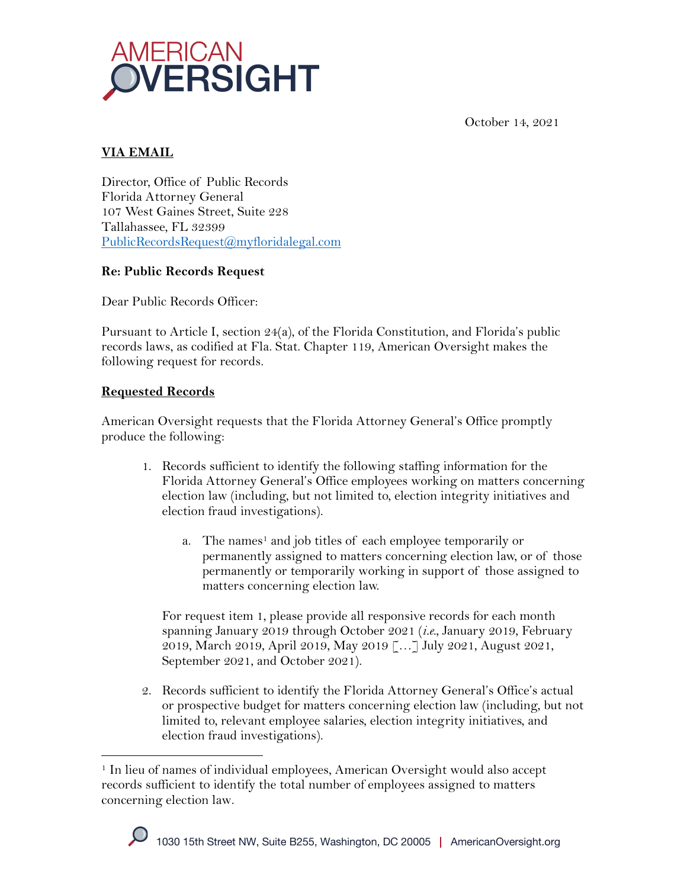AMERICAN OVERSIGHT

October 14, 2021

**VIA EMAIL**

Director, Office of Public Records
Florida Attorney General
107 West Gaines Street, Suite 228
Tallahassee, FL 32399
PublicRecordsRequest@myfloridalegal.com

**Re: Public Records Request**

Dear Public Records Officer:

Pursuant to Article I, section 24(a), of the Florida Constitution, and Florida's public records laws, as codified at Fla. Stat. Chapter 119, American Oversight makes the following request for records.

**Requested Records**

American Oversight requests that the Florida Attorney General's Office promptly produce the following:

1. Records sufficient to identify the following staffing information for the Florida Attorney General's Office employees working on matters concerning election law (including, but not limited to, election integrity initiatives and election fraud investigations).

    a. The names[1] and job titles of each employee temporarily or permanently assigned to matters concerning election law, or of those permanently or temporarily working in support of those assigned to matters concerning election law.

    For request item 1, please provide all responsive records for each month spanning January 2019 through October 2021 (*i.e.*, January 2019, February 2019, March 2019, April 2019, May 2019 [...] July 2021, August 2021, September 2021, and October 2021).

2. Records sufficient to identify the Florida Attorney General's Office's actual or prospective budget for matters concerning election law (including, but not limited to, relevant employee salaries, election integrity initiatives, and election fraud investigations).

---

[1] In lieu of names of individual employees, American Oversight would also accept records sufficient to identify the total number of employees assigned to matters concerning election law.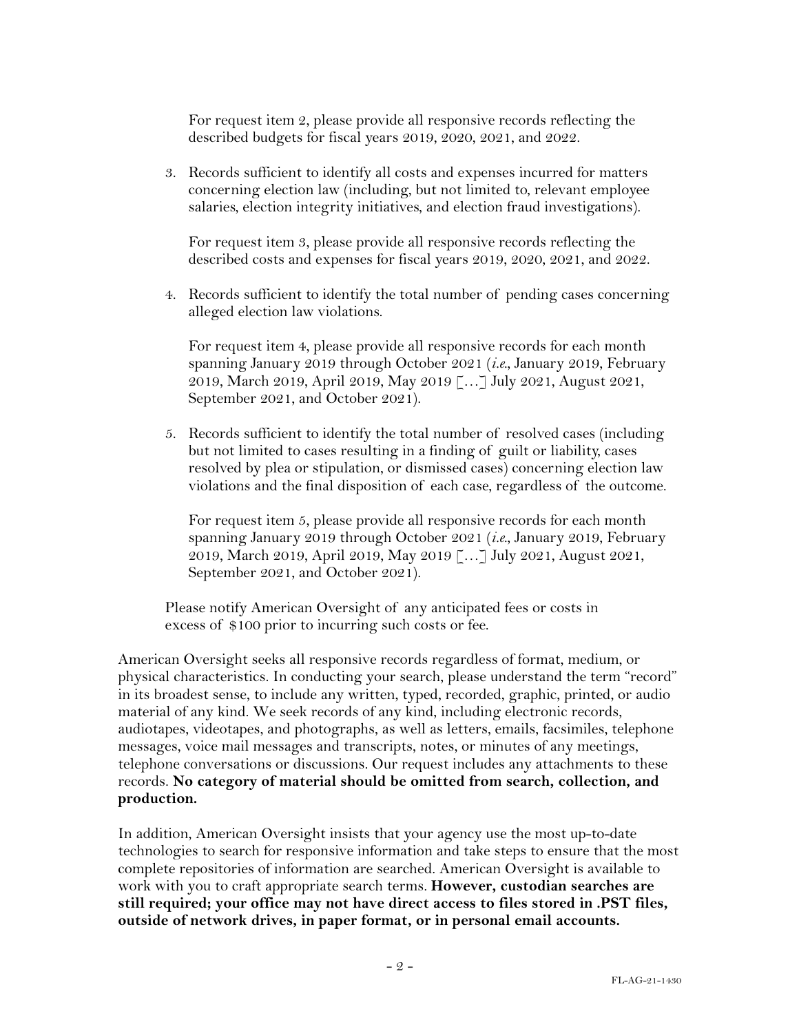For request item 2, please provide all responsive records reflecting the described budgets for fiscal years 2019, 2020, 2021, and 2022.

3. Records sufficient to identify all costs and expenses incurred for matters concerning election law (including, but not limited to, relevant employee salaries, election integrity initiatives, and election fraud investigations).

   For request item 3, please provide all responsive records reflecting the described costs and expenses for fiscal years 2019, 2020, 2021, and 2022.

4. Records sufficient to identify the total number of pending cases concerning alleged election law violations.

   For request item 4, please provide all responsive records for each month spanning January 2019 through October 2021 (*i.e.*, January 2019, February 2019, March 2019, April 2019, May 2019 […] July 2021, August 2021, September 2021, and October 2021).

5. Records sufficient to identify the total number of resolved cases (including but not limited to cases resulting in a finding of guilt or liability, cases resolved by plea or stipulation, or dismissed cases) concerning election law violations and the final disposition of each case, regardless of the outcome.

   For request item 5, please provide all responsive records for each month spanning January 2019 through October 2021 (*i.e.*, January 2019, February 2019, March 2019, April 2019, May 2019 […] July 2021, August 2021, September 2021, and October 2021).

Please notify American Oversight of any anticipated fees or costs in excess of $100 prior to incurring such costs or fee.

American Oversight seeks all responsive records regardless of format, medium, or physical characteristics. In conducting your search, please understand the term "record" in its broadest sense, to include any written, typed, recorded, graphic, printed, or audio material of any kind. We seek records of any kind, including electronic records, audiotapes, videotapes, and photographs, as well as letters, emails, facsimiles, telephone messages, voice mail messages and transcripts, notes, or minutes of any meetings, telephone conversations or discussions. Our request includes any attachments to these records. **No category of material should be omitted from search, collection, and production.**

In addition, American Oversight insists that your agency use the most up-to-date technologies to search for responsive information and take steps to ensure that the most complete repositories of information are searched. American Oversight is available to work with you to craft appropriate search terms. **However, custodian searches are still required; your office may not have direct access to files stored in .PST files, outside of network drives, in paper format, or in personal email accounts.**

FL-AG-21-1430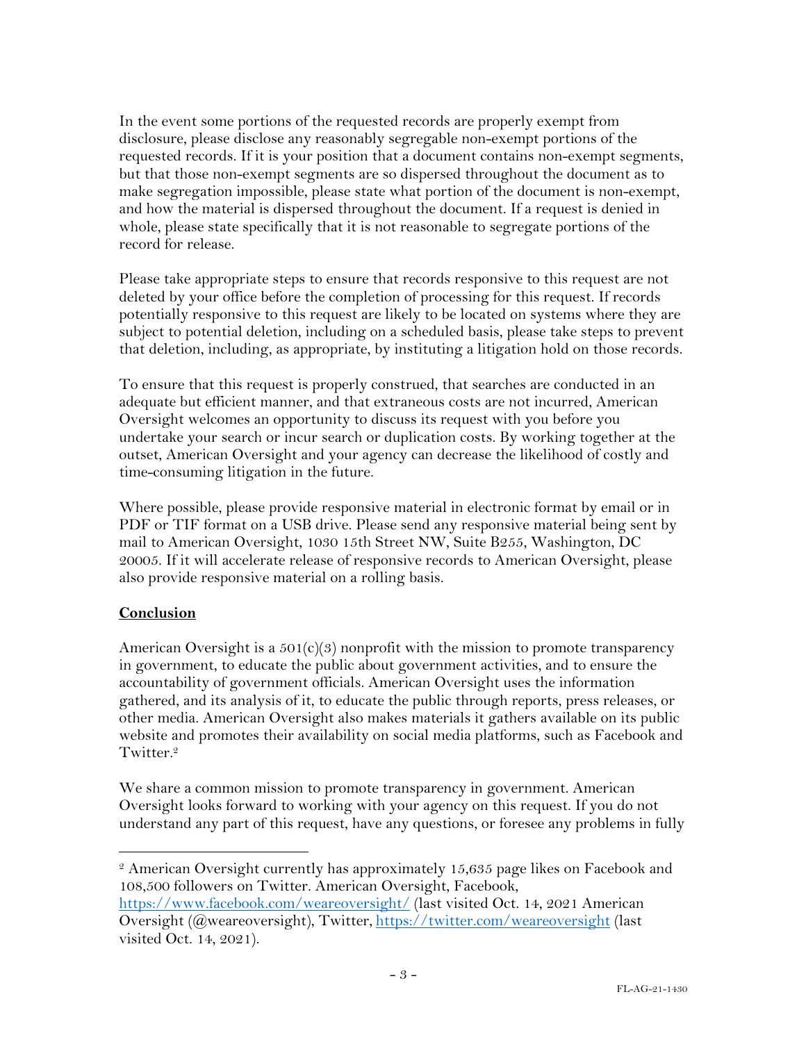In the event some portions of the requested records are properly exempt from disclosure, please disclose any reasonably segregable non-exempt portions of the requested records. If it is your position that a document contains non-exempt segments, but that those non-exempt segments are so dispersed throughout the document as to make segregation impossible, please state what portion of the document is non-exempt, and how the material is dispersed throughout the document. If a request is denied in whole, please state specifically that it is not reasonable to segregate portions of the record for release.

Please take appropriate steps to ensure that records responsive to this request are not deleted by your office before the completion of processing for this request. If records potentially responsive to this request are likely to be located on systems where they are subject to potential deletion, including on a scheduled basis, please take steps to prevent that deletion, including, as appropriate, by instituting a litigation hold on those records.

To ensure that this request is properly construed, that searches are conducted in an adequate but efficient manner, and that extraneous costs are not incurred, American Oversight welcomes an opportunity to discuss its request with you before you undertake your search or incur search or duplication costs. By working together at the outset, American Oversight and your agency can decrease the likelihood of costly and time-consuming litigation in the future.

Where possible, please provide responsive material in electronic format by email or in PDF or TIF format on a USB drive. Please send any responsive material being sent by mail to American Oversight, 1030 15th Street NW, Suite B255, Washington, DC 20005. If it will accelerate release of responsive records to American Oversight, please also provide responsive material on a rolling basis.

**Conclusion**

American Oversight is a 501(c)(3) nonprofit with the mission to promote transparency in government, to educate the public about government activities, and to ensure the accountability of government officials. American Oversight uses the information gathered, and its analysis of it, to educate the public through reports, press releases, or other media. American Oversight also makes materials it gathers available on its public website and promotes their availability on social media platforms, such as Facebook and Twitter.[2]

We share a common mission to promote transparency in government. American Oversight looks forward to working with your agency on this request. If you do not understand any part of this request, have any questions, or foresee any problems in fully

[2] American Oversight currently has approximately 15,635 page likes on Facebook and 108,500 followers on Twitter. American Oversight, Facebook, https://www.facebook.com/weareoversight/ (last visited Oct. 14, 2021 American Oversight (@weareoversight), Twitter, https://twitter.com/weareoversight (last visited Oct. 14, 2021).

FL-AG-21-1430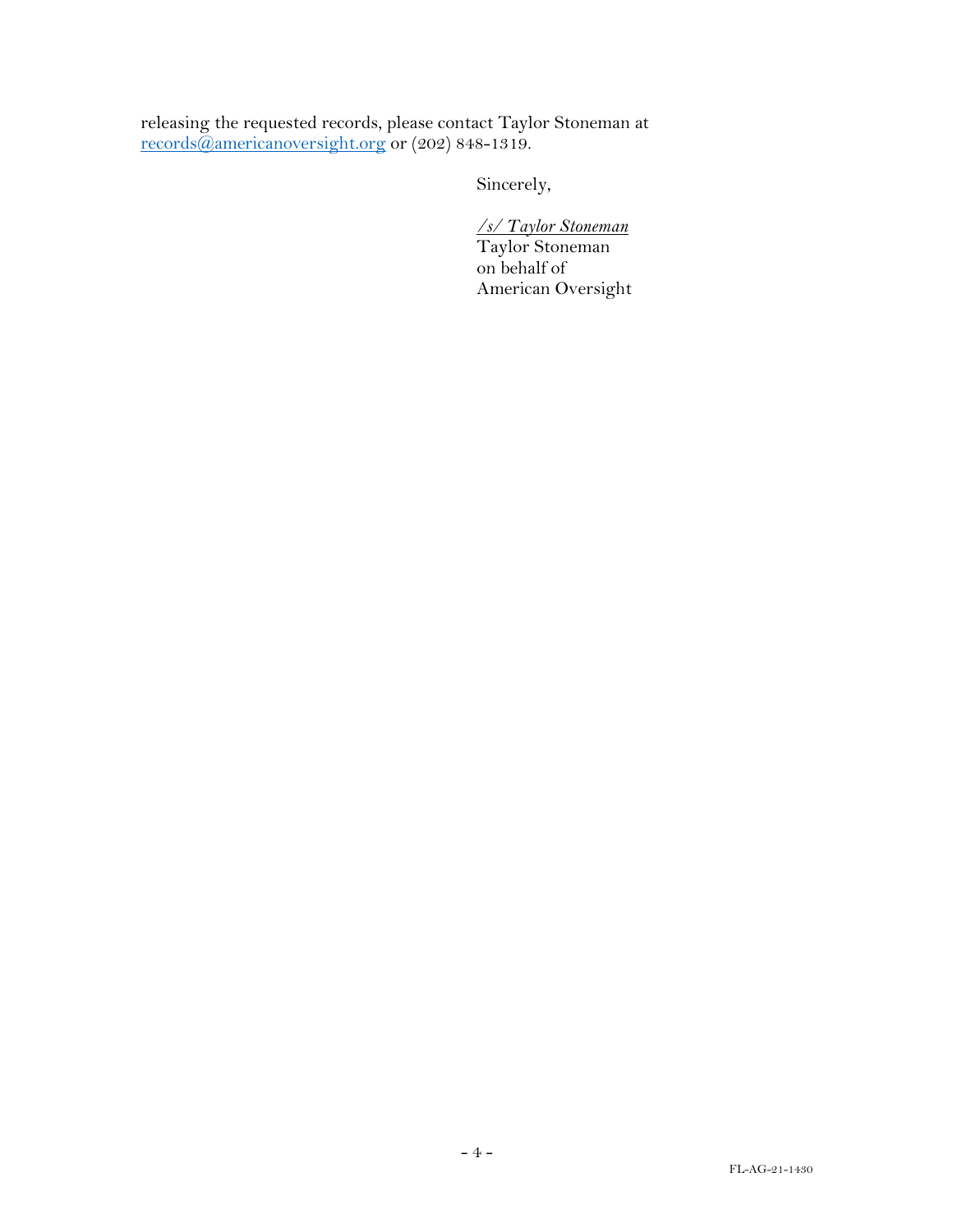releasing the requested records, please contact Taylor Stoneman at records@americanoversight.org or (202) 848-1319.

Sincerely,

*/s/ Taylor Stoneman*
Taylor Stoneman
on behalf of
American Oversight

FL-AG-21-1430